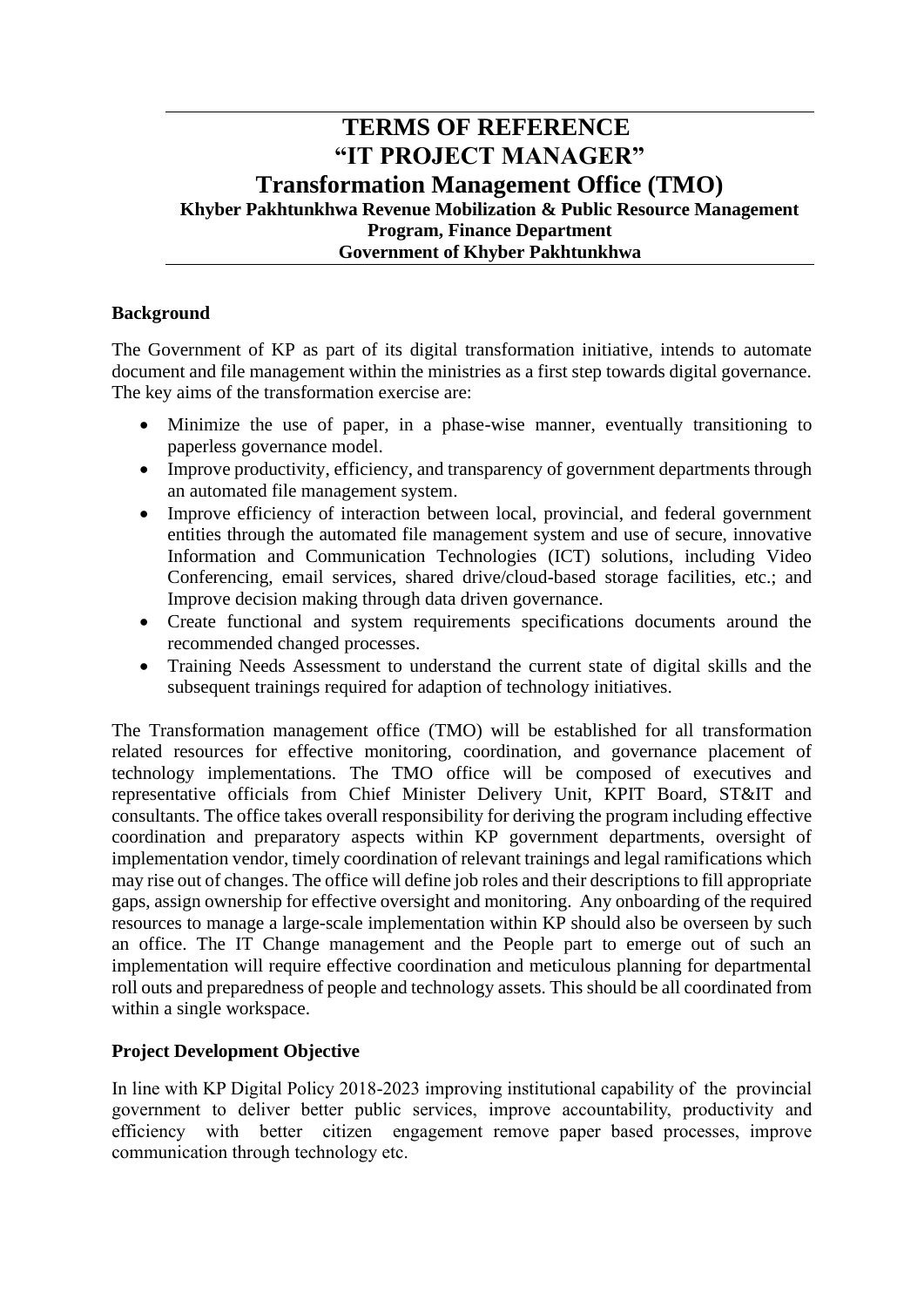# TERMS OF REFERENCE
# "IT PROJECT MANAGER"
## Transformation Management Office (TMO)
### Khyber Pakhtunkhwa Revenue Mobilization & Public Resource Management Program, Finance Department
### Government of Khyber Pakhtunkhwa

**Background**

The Government of KP as part of its digital transformation initiative, intends to automate document and file management within the ministries as a first step towards digital governance. The key aims of the transformation exercise are:

- Minimize the use of paper, in a phase-wise manner, eventually transitioning to paperless governance model.
- Improve productivity, efficiency, and transparency of government departments through an automated file management system.
- Improve efficiency of interaction between local, provincial, and federal government entities through the automated file management system and use of secure, innovative Information and Communication Technologies (ICT) solutions, including Video Conferencing, email services, shared drive/cloud-based storage facilities, etc.; and Improve decision making through data driven governance.
- Create functional and system requirements specifications documents around the recommended changed processes.
- Training Needs Assessment to understand the current state of digital skills and the subsequent trainings required for adaption of technology initiatives.

The Transformation management office (TMO) will be established for all transformation related resources for effective monitoring, coordination, and governance placement of technology implementations. The TMO office will be composed of executives and representative officials from Chief Minister Delivery Unit, KPIT Board, ST&IT and consultants. The office takes overall responsibility for deriving the program including effective coordination and preparatory aspects within KP government departments, oversight of implementation vendor, timely coordination of relevant trainings and legal ramifications which may rise out of changes. The office will define job roles and their descriptions to fill appropriate gaps, assign ownership for effective oversight and monitoring. Any onboarding of the required resources to manage a large-scale implementation within KP should also be overseen by such an office. The IT Change management and the People part to emerge out of such an implementation will require effective coordination and meticulous planning for departmental roll outs and preparedness of people and technology assets. This should be all coordinated from within a single workspace.

**Project Development Objective**

In line with KP Digital Policy 2018-2023 improving institutional capability of the provincial government to deliver better public services, improve accountability, productivity and efficiency with better citizen engagement remove paper based processes, improve communication through technology etc.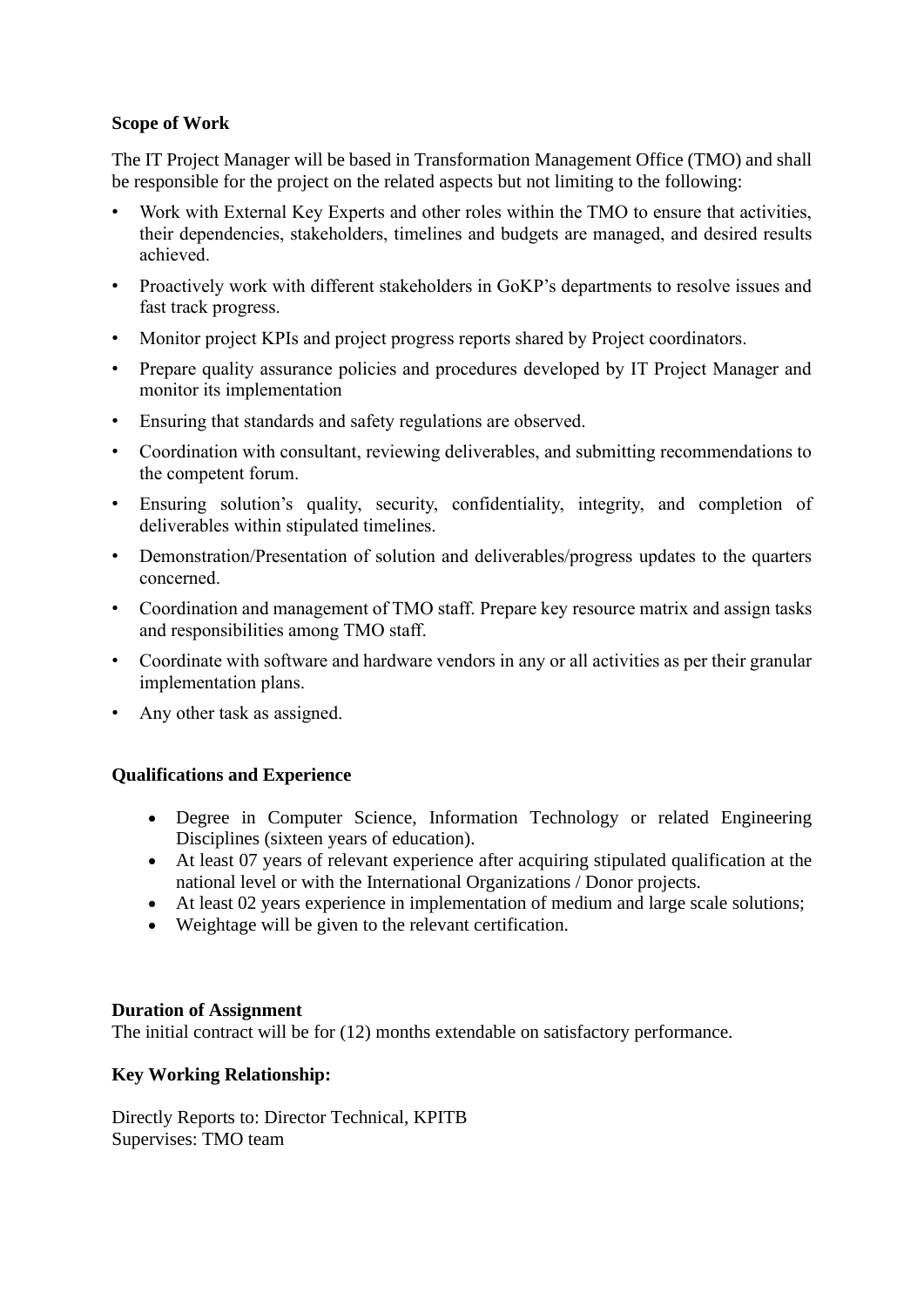**Scope of Work**

The IT Project Manager will be based in Transformation Management Office (TMO) and shall be responsible for the project on the related aspects but not limiting to the following:

- Work with External Key Experts and other roles within the TMO to ensure that activities, their dependencies, stakeholders, timelines and budgets are managed, and desired results achieved.
- Proactively work with different stakeholders in GoKP's departments to resolve issues and fast track progress.
- Monitor project KPIs and project progress reports shared by Project coordinators.
- Prepare quality assurance policies and procedures developed by IT Project Manager and monitor its implementation
- Ensuring that standards and safety regulations are observed.
- Coordination with consultant, reviewing deliverables, and submitting recommendations to the competent forum.
- Ensuring solution's quality, security, confidentiality, integrity, and completion of deliverables within stipulated timelines.
- Demonstration/Presentation of solution and deliverables/progress updates to the quarters concerned.
- Coordination and management of TMO staff. Prepare key resource matrix and assign tasks and responsibilities among TMO staff.
- Coordinate with software and hardware vendors in any or all activities as per their granular implementation plans.
- Any other task as assigned.

**Qualifications and Experience**

- Degree in Computer Science, Information Technology or related Engineering Disciplines (sixteen years of education).
- At least 07 years of relevant experience after acquiring stipulated qualification at the national level or with the International Organizations / Donor projects.
- At least 02 years experience in implementation of medium and large scale solutions;
- Weightage will be given to the relevant certification.

**Duration of Assignment**

The initial contract will be for (12) months extendable on satisfactory performance.

**Key Working Relationship:**

Directly Reports to: Director Technical, KPITB
Supervises: TMO team